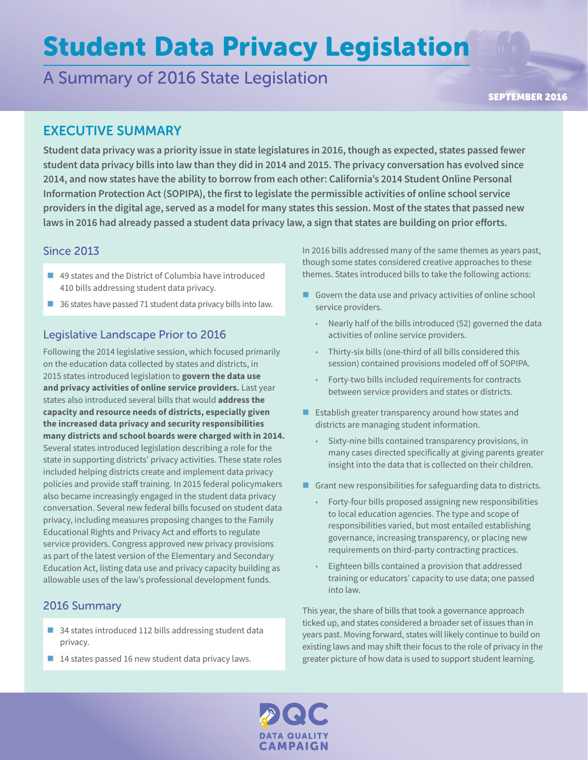# Student Data Privacy Legislation

## A Summary of 2016 State Legislation

SEPTEMBER 2016

## EXECUTIVE SUMMARY

**Student data privacy was a priority issue in state legislatures in 2016, though as expected, states passed fewer student data privacy bills into law than they did in 2014 and 2015. The privacy conversation has evolved since 2014, and now states have the ability to borrow from each other: California's 2014 Student Online Personal Information Protection Act (SOPIPA), the first to legislate the permissible activities of online school service providers in the digital age, served as a model for many states this session. Most of the states that passed new laws in 2016 had already passed a student data privacy law, a sign that states are building on prior efforts.**

### Since 2013

- 49 states and the District of Columbia have introduced 410 bills addressing student data privacy.
- 36 states have passed 71 student data privacy bills into law.

### Legislative Landscape Prior to 2016

Following the 2014 legislative session, which focused primarily on the education data collected by states and districts, in 2015 states introduced legislation to **govern the data use and privacy activities of online service providers.** Last year states also introduced several bills that would **address the capacity and resource needs of districts, especially given the increased data privacy and security responsibilities many districts and school boards were charged with in 2014.** Several states introduced legislation describing a role for the state in supporting districts' privacy activities. These state roles included helping districts create and implement data privacy policies and provide staff training. In 2015 federal policymakers also became increasingly engaged in the student data privacy conversation. Several new federal bills focused on student data privacy, including measures proposing changes to the Family Educational Rights and Privacy Act and efforts to regulate service providers. Congress approved new privacy provisions as part of the latest version of the Elementary and Secondary Education Act, listing data use and privacy capacity building as allowable uses of the law's professional development funds.

### 2016 Summary

- 34 states introduced 112 bills addressing student data privacy.
- 14 states passed 16 new student data privacy laws.

In 2016 bills addressed many of the same themes as years past, though some states considered creative approaches to these themes. States introduced bills to take the following actions:

- Govern the data use and privacy activities of online school service providers.
  - Nearly half of the bills introduced (52) governed the data activities of online service providers.
  - Thirty-six bills (one-third of all bills considered this session) contained provisions modeled off of SOPIPA.
  - Forty-two bills included requirements for contracts between service providers and states or districts.
- Establish greater transparency around how states and districts are managing student information.
  - Sixty-nine bills contained transparency provisions, in many cases directed specifically at giving parents greater insight into the data that is collected on their children.
- Grant new responsibilities for safeguarding data to districts.
  - Forty-four bills proposed assigning new responsibilities to local education agencies. The type and scope of responsibilities varied, but most entailed establishing governance, increasing transparency, or placing new requirements on third-party contracting practices.
  - Eighteen bills contained a provision that addressed training or educators' capacity to use data; one passed into law.

This year, the share of bills that took a governance approach ticked up, and states considered a broader set of issues than in years past. Moving forward, states will likely continue to build on existing laws and may shift their focus to the role of privacy in the greater picture of how data is used to support student learning.

DQC DATA QUALITY CAMPAIGN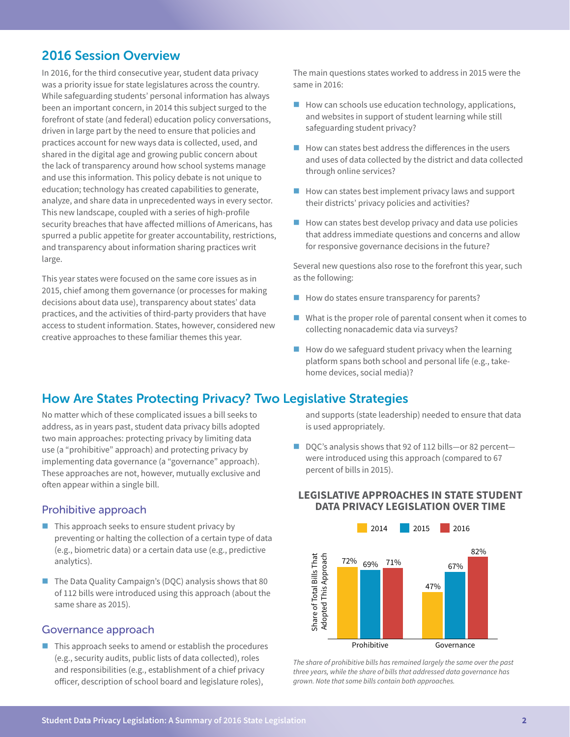## 2016 Session Overview

In 2016, for the third consecutive year, student data privacy was a priority issue for state legislatures across the country. While safeguarding students' personal information has always been an important concern, in 2014 this subject surged to the forefront of state (and federal) education policy conversations, driven in large part by the need to ensure that policies and practices account for new ways data is collected, used, and shared in the digital age and growing public concern about the lack of transparency around how school systems manage and use this information. This policy debate is not unique to education; technology has created capabilities to generate, analyze, and share data in unprecedented ways in every sector. This new landscape, coupled with a series of high-profile security breaches that have affected millions of Americans, has spurred a public appetite for greater accountability, restrictions, and transparency about information sharing practices writ large.

This year states were focused on the same core issues as in 2015, chief among them governance (or processes for making decisions about data use), transparency about states' data practices, and the activities of third-party providers that have access to student information. States, however, considered new creative approaches to these familiar themes this year.

The main questions states worked to address in 2015 were the same in 2016:

- How can schools use education technology, applications, and websites in support of student learning while still safeguarding student privacy?
- How can states best address the differences in the users and uses of data collected by the district and data collected through online services?
- How can states best implement privacy laws and support their districts' privacy policies and activities?
- How can states best develop privacy and data use policies that address immediate questions and concerns and allow for responsive governance decisions in the future?

Several new questions also rose to the forefront this year, such as the following:

- How do states ensure transparency for parents?
- What is the proper role of parental consent when it comes to collecting nonacademic data via surveys?
- How do we safeguard student privacy when the learning platform spans both school and personal life (e.g., take-home devices, social media)?

## How Are States Protecting Privacy? Two Legislative Strategies

No matter which of these complicated issues a bill seeks to address, as in years past, student data privacy bills adopted two main approaches: protecting privacy by limiting data use (a "prohibitive" approach) and protecting privacy by implementing data governance (a "governance" approach). These approaches are not, however, mutually exclusive and often appear within a single bill.

### Prohibitive approach

- This approach seeks to ensure student privacy by preventing or halting the collection of a certain type of data (e.g., biometric data) or a certain data use (e.g., predictive analytics).
- The Data Quality Campaign's (DQC) analysis shows that 80 of 112 bills were introduced using this approach (about the same share as 2015).

### Governance approach

- This approach seeks to amend or establish the procedures (e.g., security audits, public lists of data collected), roles and responsibilities (e.g., establishment of a chief privacy officer, description of school board and legislature roles), and supports (state leadership) needed to ensure that data is used appropriately.
- DQC's analysis shows that 92 of 112 bills—or 82 percent—were introduced using this approach (compared to 67 percent of bills in 2015).

**LEGISLATIVE APPROACHES IN STATE STUDENT DATA PRIVACY LEGISLATION OVER TIME**

Share of Total Bills That Adopted This Approach

| Approach | 2014 | 2015 | 2016 |
|---|---|---|---|
| Prohibitive | 72% | 69% | 71% |
| Governance | 47% | 67% | 82% |

*The share of prohibitive bills has remained largely the same over the past three years, while the share of bills that addressed data governance has grown. Note that some bills contain both approaches.*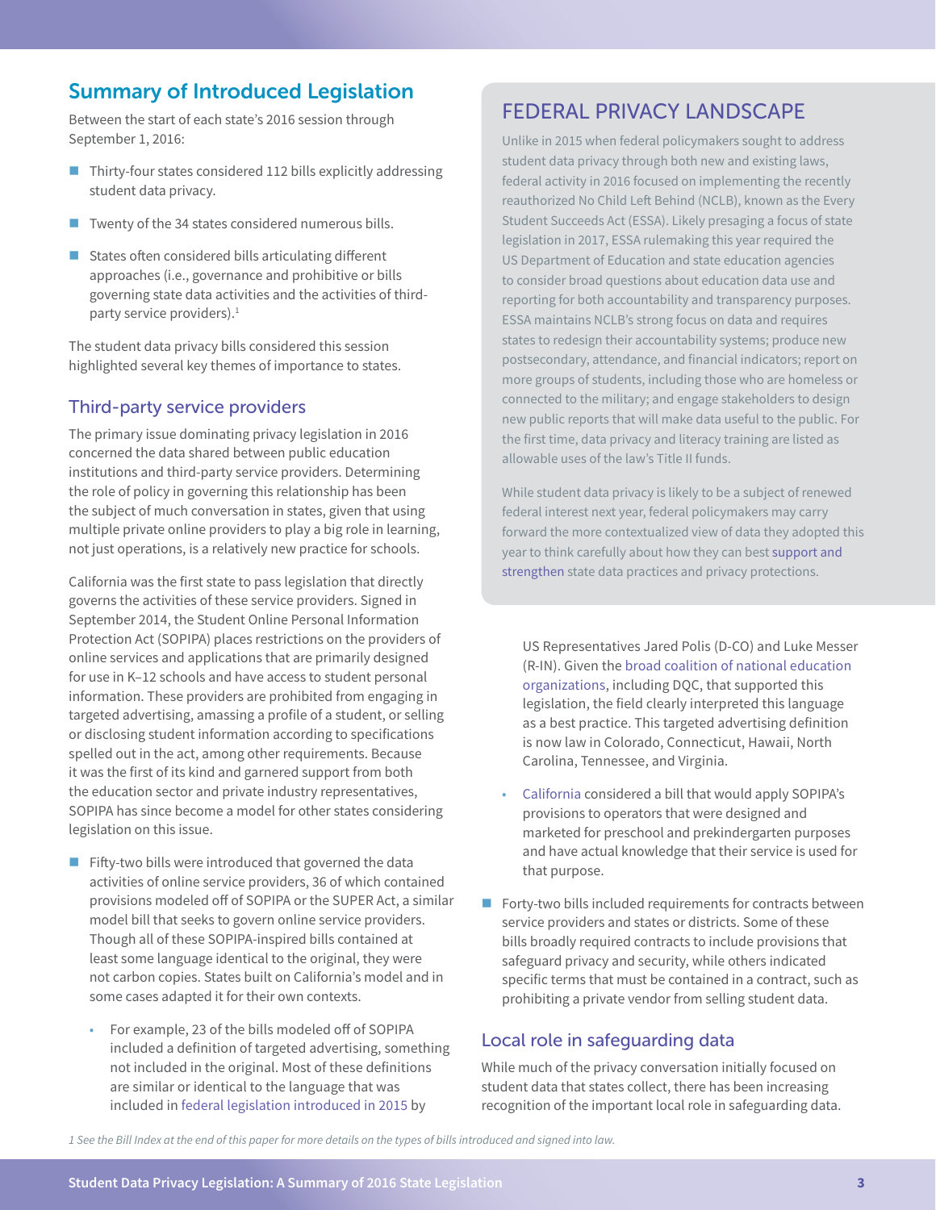## Summary of Introduced Legislation

Between the start of each state's 2016 session through September 1, 2016:

- Thirty-four states considered 112 bills explicitly addressing student data privacy.
- Twenty of the 34 states considered numerous bills.
- States often considered bills articulating different approaches (i.e., governance and prohibitive or bills governing state data activities and the activities of third-party service providers).[1]

The student data privacy bills considered this session highlighted several key themes of importance to states.

### Third-party service providers

The primary issue dominating privacy legislation in 2016 concerned the data shared between public education institutions and third-party service providers. Determining the role of policy in governing this relationship has been the subject of much conversation in states, given that using multiple private online providers to play a big role in learning, not just operations, is a relatively new practice for schools.

California was the first state to pass legislation that directly governs the activities of these service providers. Signed in September 2014, the Student Online Personal Information Protection Act (SOPIPA) places restrictions on the providers of online services and applications that are primarily designed for use in K–12 schools and have access to student personal information. These providers are prohibited from engaging in targeted advertising, amassing a profile of a student, or selling or disclosing student information according to specifications spelled out in the act, among other requirements. Because it was the first of its kind and garnered support from both the education sector and private industry representatives, SOPIPA has since become a model for other states considering legislation on this issue.

- Fifty-two bills were introduced that governed the data activities of online service providers, 36 of which contained provisions modeled off of SOPIPA or the SUPER Act, a similar model bill that seeks to govern online service providers. Though all of these SOPIPA-inspired bills contained at least some language identical to the original, they were not carbon copies. States built on California's model and in some cases adapted it for their own contexts.
  - For example, 23 of the bills modeled off of SOPIPA included a definition of targeted advertising, something not included in the original. Most of these definitions are similar or identical to the language that was included in federal legislation introduced in 2015 by US Representatives Jared Polis (D-CO) and Luke Messer (R-IN). Given the broad coalition of national education organizations, including DQC, that supported this legislation, the field clearly interpreted this language as a best practice. This targeted advertising definition is now law in Colorado, Connecticut, Hawaii, North Carolina, Tennessee, and Virginia.
  - California considered a bill that would apply SOPIPA's provisions to operators that were designed and marketed for preschool and prekindergarten purposes and have actual knowledge that their service is used for that purpose.
- Forty-two bills included requirements for contracts between service providers and states or districts. Some of these bills broadly required contracts to include provisions that safeguard privacy and security, while others indicated specific terms that must be contained in a contract, such as prohibiting a private vendor from selling student data.

### Local role in safeguarding data

While much of the privacy conversation initially focused on student data that states collect, there has been increasing recognition of the important local role in safeguarding data.

## FEDERAL PRIVACY LANDSCAPE

Unlike in 2015 when federal policymakers sought to address student data privacy through both new and existing laws, federal activity in 2016 focused on implementing the recently reauthorized No Child Left Behind (NCLB), known as the Every Student Succeeds Act (ESSA). Likely presaging a focus of state legislation in 2017, ESSA rulemaking this year required the US Department of Education and state education agencies to consider broad questions about education data use and reporting for both accountability and transparency purposes. ESSA maintains NCLB's strong focus on data and requires states to redesign their accountability systems; produce new postsecondary, attendance, and financial indicators; report on more groups of students, including those who are homeless or connected to the military; and engage stakeholders to design new public reports that will make data useful to the public. For the first time, data privacy and literacy training are listed as allowable uses of the law's Title II funds.

While student data privacy is likely to be a subject of renewed federal interest next year, federal policymakers may carry forward the more contextualized view of data they adopted this year to think carefully about how they can best support and strengthen state data practices and privacy protections.

*1 See the Bill Index at the end of this paper for more details on the types of bills introduced and signed into law.*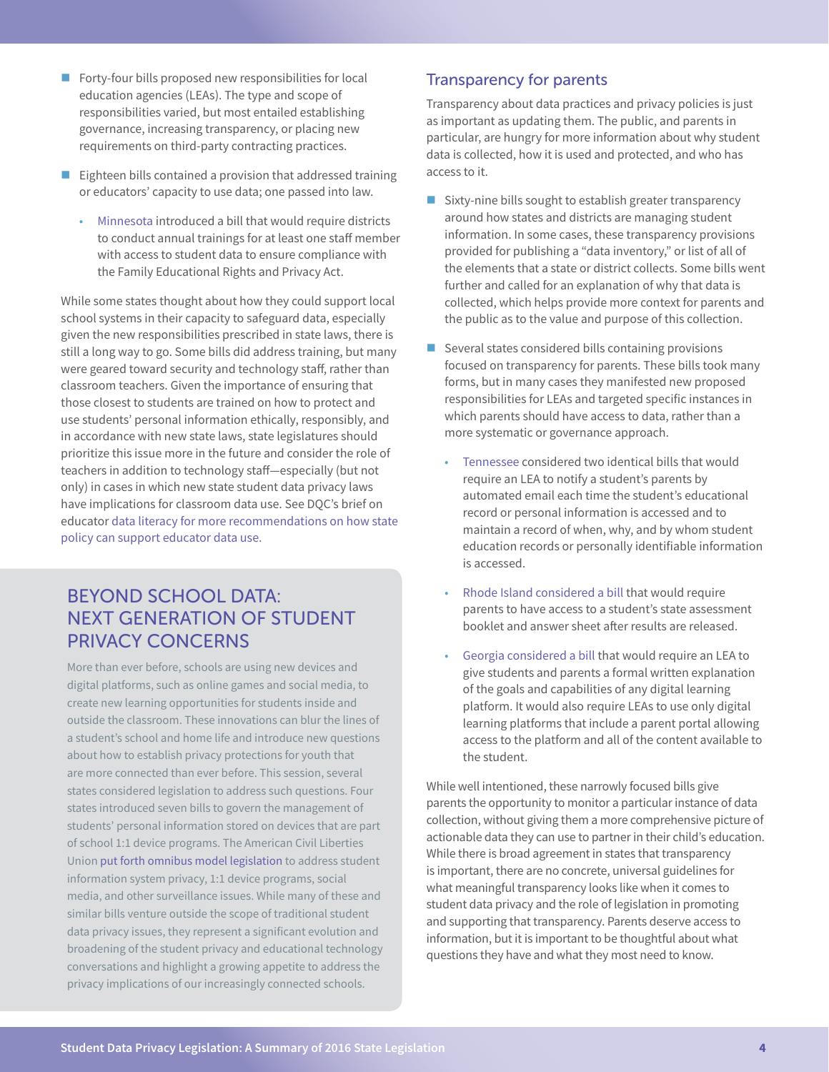- Forty-four bills proposed new responsibilities for local education agencies (LEAs). The type and scope of responsibilities varied, but most entailed establishing governance, increasing transparency, or placing new requirements on third-party contracting practices.
- Eighteen bills contained a provision that addressed training or educators' capacity to use data; one passed into law.
  - Minnesota introduced a bill that would require districts to conduct annual trainings for at least one staff member with access to student data to ensure compliance with the Family Educational Rights and Privacy Act.

While some states thought about how they could support local school systems in their capacity to safeguard data, especially given the new responsibilities prescribed in state laws, there is still a long way to go. Some bills did address training, but many were geared toward security and technology staff, rather than classroom teachers. Given the importance of ensuring that those closest to students are trained on how to protect and use students' personal information ethically, responsibly, and in accordance with new state laws, state legislatures should prioritize this issue more in the future and consider the role of teachers in addition to technology staff—especially (but not only) in cases in which new state student data privacy laws have implications for classroom data use. See DQC's brief on educator data literacy for more recommendations on how state policy can support educator data use.

## BEYOND SCHOOL DATA: NEXT GENERATION OF STUDENT PRIVACY CONCERNS

More than ever before, schools are using new devices and digital platforms, such as online games and social media, to create new learning opportunities for students inside and outside the classroom. These innovations can blur the lines of a student's school and home life and introduce new questions about how to establish privacy protections for youth that are more connected than ever before. This session, several states considered legislation to address such questions. Four states introduced seven bills to govern the management of students' personal information stored on devices that are part of school 1:1 device programs. The American Civil Liberties Union put forth omnibus model legislation to address student information system privacy, 1:1 device programs, social media, and other surveillance issues. While many of these and similar bills venture outside the scope of traditional student data privacy issues, they represent a significant evolution and broadening of the student privacy and educational technology conversations and highlight a growing appetite to address the privacy implications of our increasingly connected schools.

## Transparency for parents

Transparency about data practices and privacy policies is just as important as updating them. The public, and parents in particular, are hungry for more information about why student data is collected, how it is used and protected, and who has access to it.

- Sixty-nine bills sought to establish greater transparency around how states and districts are managing student information. In some cases, these transparency provisions provided for publishing a "data inventory," or list of all of the elements that a state or district collects. Some bills went further and called for an explanation of why that data is collected, which helps provide more context for parents and the public as to the value and purpose of this collection.
- Several states considered bills containing provisions focused on transparency for parents. These bills took many forms, but in many cases they manifested new proposed responsibilities for LEAs and targeted specific instances in which parents should have access to data, rather than a more systematic or governance approach.
  - Tennessee considered two identical bills that would require an LEA to notify a student's parents by automated email each time the student's educational record or personal information is accessed and to maintain a record of when, why, and by whom student education records or personally identifiable information is accessed.
  - Rhode Island considered a bill that would require parents to have access to a student's state assessment booklet and answer sheet after results are released.
  - Georgia considered a bill that would require an LEA to give students and parents a formal written explanation of the goals and capabilities of any digital learning platform. It would also require LEAs to use only digital learning platforms that include a parent portal allowing access to the platform and all of the content available to the student.

While well intentioned, these narrowly focused bills give parents the opportunity to monitor a particular instance of data collection, without giving them a more comprehensive picture of actionable data they can use to partner in their child's education. While there is broad agreement in states that transparency is important, there are no concrete, universal guidelines for what meaningful transparency looks like when it comes to student data privacy and the role of legislation in promoting and supporting that transparency. Parents deserve access to information, but it is important to be thoughtful about what questions they have and what they most need to know.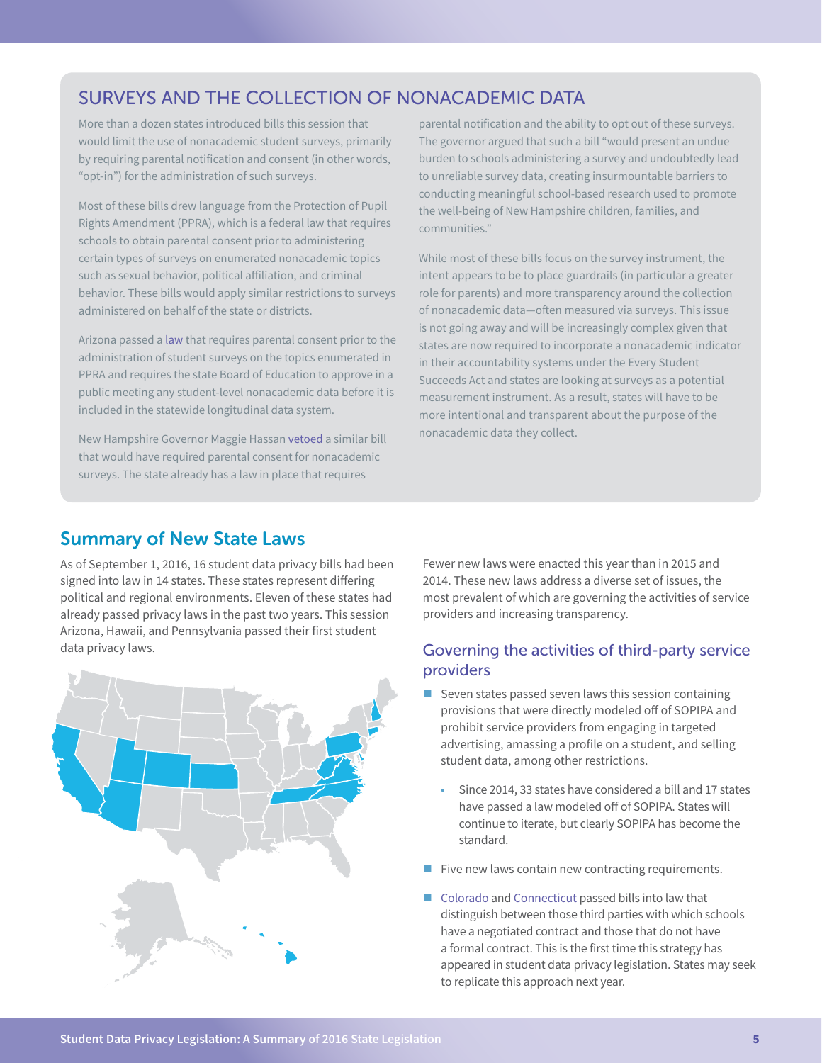## SURVEYS AND THE COLLECTION OF NONACADEMIC DATA

More than a dozen states introduced bills this session that would limit the use of nonacademic student surveys, primarily by requiring parental notification and consent (in other words, "opt-in") for the administration of such surveys.

Most of these bills drew language from the Protection of Pupil Rights Amendment (PPRA), which is a federal law that requires schools to obtain parental consent prior to administering certain types of surveys on enumerated nonacademic topics such as sexual behavior, political affiliation, and criminal behavior. These bills would apply similar restrictions to surveys administered on behalf of the state or districts.

Arizona passed a law that requires parental consent prior to the administration of student surveys on the topics enumerated in PPRA and requires the state Board of Education to approve in a public meeting any student-level nonacademic data before it is included in the statewide longitudinal data system.

New Hampshire Governor Maggie Hassan vetoed a similar bill that would have required parental consent for nonacademic surveys. The state already has a law in place that requires parental notification and the ability to opt out of these surveys. The governor argued that such a bill "would present an undue burden to schools administering a survey and undoubtedly lead to unreliable survey data, creating insurmountable barriers to conducting meaningful school-based research used to promote the well-being of New Hampshire children, families, and communities."

While most of these bills focus on the survey instrument, the intent appears to be to place guardrails (in particular a greater role for parents) and more transparency around the collection of nonacademic data—often measured via surveys. This issue is not going away and will be increasingly complex given that states are now required to incorporate a nonacademic indicator in their accountability systems under the Every Student Succeeds Act and states are looking at surveys as a potential measurement instrument. As a result, states will have to be more intentional and transparent about the purpose of the nonacademic data they collect.

## Summary of New State Laws

As of September 1, 2016, 16 student data privacy bills had been signed into law in 14 states. These states represent differing political and regional environments. Eleven of these states had already passed privacy laws in the past two years. This session Arizona, Hawaii, and Pennsylvania passed their first student data privacy laws.

Fewer new laws were enacted this year than in 2015 and 2014. These new laws address a diverse set of issues, the most prevalent of which are governing the activities of service providers and increasing transparency.

### Governing the activities of third-party service providers

- Seven states passed seven laws this session containing provisions that were directly modeled off of SOPIPA and prohibit service providers from engaging in targeted advertising, amassing a profile on a student, and selling student data, among other restrictions.
  - Since 2014, 33 states have considered a bill and 17 states have passed a law modeled off of SOPIPA. States will continue to iterate, but clearly SOPIPA has become the standard.
- Five new laws contain new contracting requirements.
- Colorado and Connecticut passed bills into law that distinguish between those third parties with which schools have a negotiated contract and those that do not have a formal contract. This is the first time this strategy has appeared in student data privacy legislation. States may seek to replicate this approach next year.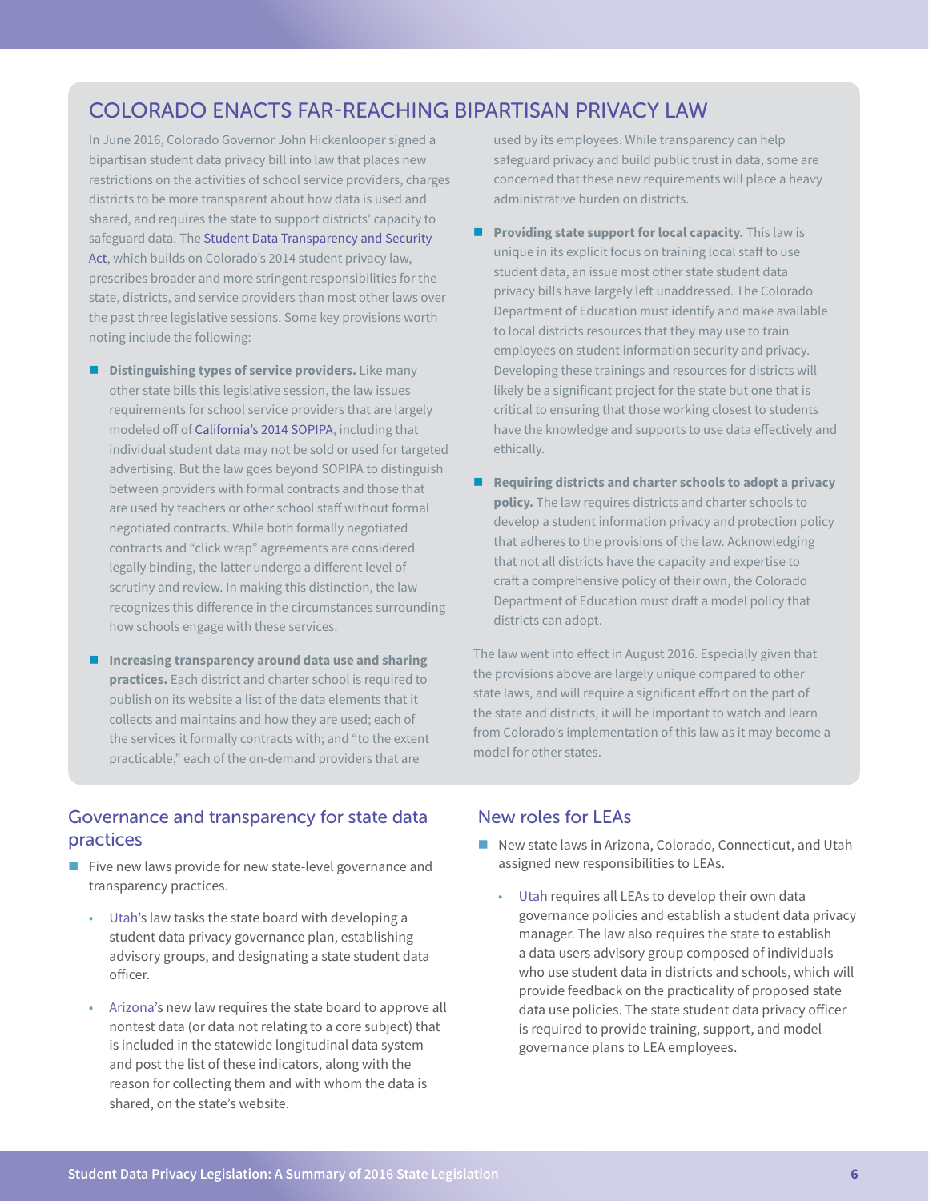## COLORADO ENACTS FAR-REACHING BIPARTISAN PRIVACY LAW

In June 2016, Colorado Governor John Hickenlooper signed a bipartisan student data privacy bill into law that places new restrictions on the activities of school service providers, charges districts to be more transparent about how data is used and shared, and requires the state to support districts' capacity to safeguard data. The Student Data Transparency and Security Act, which builds on Colorado's 2014 student privacy law, prescribes broader and more stringent responsibilities for the state, districts, and service providers than most other laws over the past three legislative sessions. Some key provisions worth noting include the following:

- **Distinguishing types of service providers.** Like many other state bills this legislative session, the law issues requirements for school service providers that are largely modeled off of California's 2014 SOPIPA, including that individual student data may not be sold or used for targeted advertising. But the law goes beyond SOPIPA to distinguish between providers with formal contracts and those that are used by teachers or other school staff without formal negotiated contracts. While both formally negotiated contracts and "click wrap" agreements are considered legally binding, the latter undergo a different level of scrutiny and review. In making this distinction, the law recognizes this difference in the circumstances surrounding how schools engage with these services.

- **Increasing transparency around data use and sharing practices.** Each district and charter school is required to publish on its website a list of the data elements that it collects and maintains and how they are used; each of the services it formally contracts with; and "to the extent practicable," each of the on-demand providers that are used by its employees. While transparency can help safeguard privacy and build public trust in data, some are concerned that these new requirements will place a heavy administrative burden on districts.

- **Providing state support for local capacity.** This law is unique in its explicit focus on training local staff to use student data, an issue most other state student data privacy bills have largely left unaddressed. The Colorado Department of Education must identify and make available to local districts resources that they may use to train employees on student information security and privacy. Developing these trainings and resources for districts will likely be a significant project for the state but one that is critical to ensuring that those working closest to students have the knowledge and supports to use data effectively and ethically.

- **Requiring districts and charter schools to adopt a privacy policy.** The law requires districts and charter schools to develop a student information privacy and protection policy that adheres to the provisions of the law. Acknowledging that not all districts have the capacity and expertise to craft a comprehensive policy of their own, the Colorado Department of Education must draft a model policy that districts can adopt.

The law went into effect in August 2016. Especially given that the provisions above are largely unique compared to other state laws, and will require a significant effort on the part of the state and districts, it will be important to watch and learn from Colorado's implementation of this law as it may become a model for other states.

## Governance and transparency for state data practices

- Five new laws provide for new state-level governance and transparency practices.
  - Utah's law tasks the state board with developing a student data privacy governance plan, establishing advisory groups, and designating a state student data officer.
  - Arizona's new law requires the state board to approve all nontest data (or data not relating to a core subject) that is included in the statewide longitudinal data system and post the list of these indicators, along with the reason for collecting them and with whom the data is shared, on the state's website.

## New roles for LEAs

- New state laws in Arizona, Colorado, Connecticut, and Utah assigned new responsibilities to LEAs.
  - Utah requires all LEAs to develop their own data governance policies and establish a student data privacy manager. The law also requires the state to establish a data users advisory group composed of individuals who use student data in districts and schools, which will provide feedback on the practicality of proposed state data use policies. The state student data privacy officer is required to provide training, support, and model governance plans to LEA employees.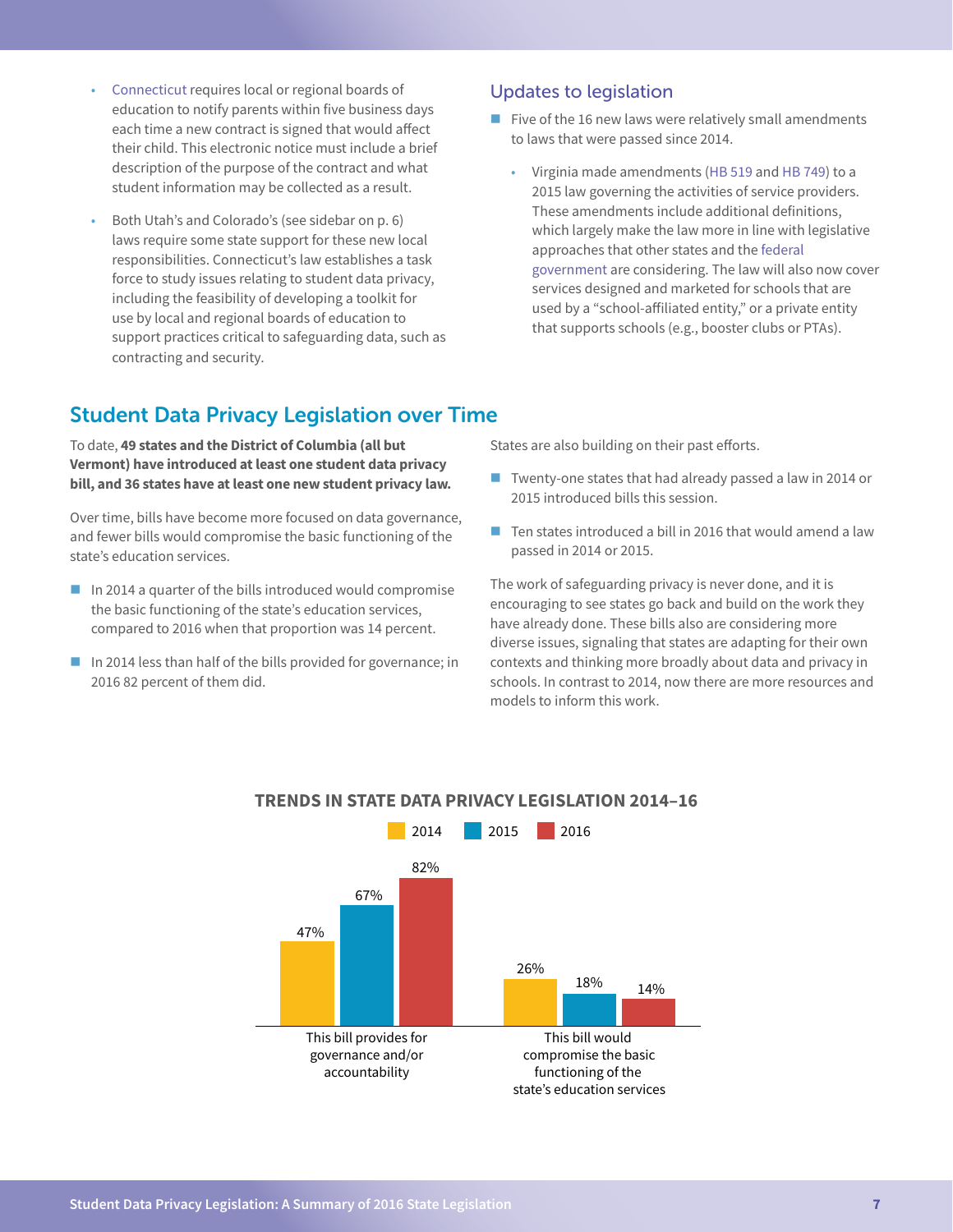- Connecticut requires local or regional boards of education to notify parents within five business days each time a new contract is signed that would affect their child. This electronic notice must include a brief description of the purpose of the contract and what student information may be collected as a result.

- Both Utah's and Colorado's (see sidebar on p. 6) laws require some state support for these new local responsibilities. Connecticut's law establishes a task force to study issues relating to student data privacy, including the feasibility of developing a toolkit for use by local and regional boards of education to support practices critical to safeguarding data, such as contracting and security.

### Updates to legislation

- Five of the 16 new laws were relatively small amendments to laws that were passed since 2014.
  - Virginia made amendments (HB 519 and HB 749) to a 2015 law governing the activities of service providers. These amendments include additional definitions, which largely make the law more in line with legislative approaches that other states and the federal government are considering. The law will also now cover services designed and marketed for schools that are used by a "school-affiliated entity," or a private entity that supports schools (e.g., booster clubs or PTAs).

## Student Data Privacy Legislation over Time

To date, **49 states and the District of Columbia (all but Vermont) have introduced at least one student data privacy bill, and 36 states have at least one new student privacy law.**

Over time, bills have become more focused on data governance, and fewer bills would compromise the basic functioning of the state's education services.

- In 2014 a quarter of the bills introduced would compromise the basic functioning of the state's education services, compared to 2016 when that proportion was 14 percent.
- In 2014 less than half of the bills provided for governance; in 2016 82 percent of them did.

States are also building on their past efforts.

- Twenty-one states that had already passed a law in 2014 or 2015 introduced bills this session.
- Ten states introduced a bill in 2016 that would amend a law passed in 2014 or 2015.

The work of safeguarding privacy is never done, and it is encouraging to see states go back and build on the work they have already done. These bills also are considering more diverse issues, signaling that states are adapting for their own contexts and thinking more broadly about data and privacy in schools. In contrast to 2014, now there are more resources and models to inform this work.

**TRENDS IN STATE DATA PRIVACY LEGISLATION 2014–16**

| | 2014 | 2015 | 2016 |
|---|---|---|---|
| This bill provides for governance and/or accountability | 47% | 67% | 82% |
| This bill would compromise the basic functioning of the state's education services | 26% | 18% | 14% |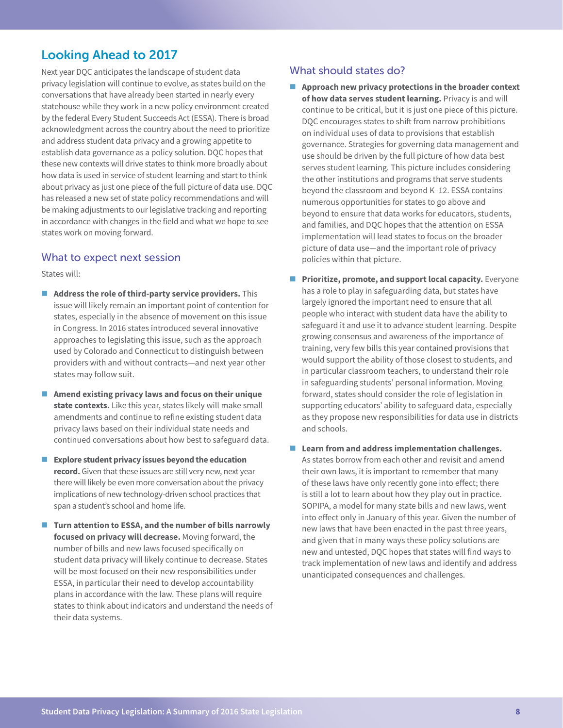## Looking Ahead to 2017

Next year DQC anticipates the landscape of student data privacy legislation will continue to evolve, as states build on the conversations that have already been started in nearly every statehouse while they work in a new policy environment created by the federal Every Student Succeeds Act (ESSA). There is broad acknowledgment across the country about the need to prioritize and address student data privacy and a growing appetite to establish data governance as a policy solution. DQC hopes that these new contexts will drive states to think more broadly about how data is used in service of student learning and start to think about privacy as just one piece of the full picture of data use. DQC has released a new set of state policy recommendations and will be making adjustments to our legislative tracking and reporting in accordance with changes in the field and what we hope to see states work on moving forward.

### What to expect next session

States will:

- **Address the role of third-party service providers.** This issue will likely remain an important point of contention for states, especially in the absence of movement on this issue in Congress. In 2016 states introduced several innovative approaches to legislating this issue, such as the approach used by Colorado and Connecticut to distinguish between providers with and without contracts—and next year other states may follow suit.
- **Amend existing privacy laws and focus on their unique state contexts.** Like this year, states likely will make small amendments and continue to refine existing student data privacy laws based on their individual state needs and continued conversations about how best to safeguard data.
- **Explore student privacy issues beyond the education record.** Given that these issues are still very new, next year there will likely be even more conversation about the privacy implications of new technology-driven school practices that span a student's school and home life.
- **Turn attention to ESSA, and the number of bills narrowly focused on privacy will decrease.** Moving forward, the number of bills and new laws focused specifically on student data privacy will likely continue to decrease. States will be most focused on their new responsibilities under ESSA, in particular their need to develop accountability plans in accordance with the law. These plans will require states to think about indicators and understand the needs of their data systems.

### What should states do?

- **Approach new privacy protections in the broader context of how data serves student learning.** Privacy is and will continue to be critical, but it is just one piece of this picture. DQC encourages states to shift from narrow prohibitions on individual uses of data to provisions that establish governance. Strategies for governing data management and use should be driven by the full picture of how data best serves student learning. This picture includes considering the other institutions and programs that serve students beyond the classroom and beyond K–12. ESSA contains numerous opportunities for states to go above and beyond to ensure that data works for educators, students, and families, and DQC hopes that the attention on ESSA implementation will lead states to focus on the broader picture of data use—and the important role of privacy policies within that picture.
- **Prioritize, promote, and support local capacity.** Everyone has a role to play in safeguarding data, but states have largely ignored the important need to ensure that all people who interact with student data have the ability to safeguard it and use it to advance student learning. Despite growing consensus and awareness of the importance of training, very few bills this year contained provisions that would support the ability of those closest to students, and in particular classroom teachers, to understand their role in safeguarding students' personal information. Moving forward, states should consider the role of legislation in supporting educators' ability to safeguard data, especially as they propose new responsibilities for data use in districts and schools.
- **Learn from and address implementation challenges.** As states borrow from each other and revisit and amend their own laws, it is important to remember that many of these laws have only recently gone into effect; there is still a lot to learn about how they play out in practice. SOPIPA, a model for many state bills and new laws, went into effect only in January of this year. Given the number of new laws that have been enacted in the past three years, and given that in many ways these policy solutions are new and untested, DQC hopes that states will find ways to track implementation of new laws and identify and address unanticipated consequences and challenges.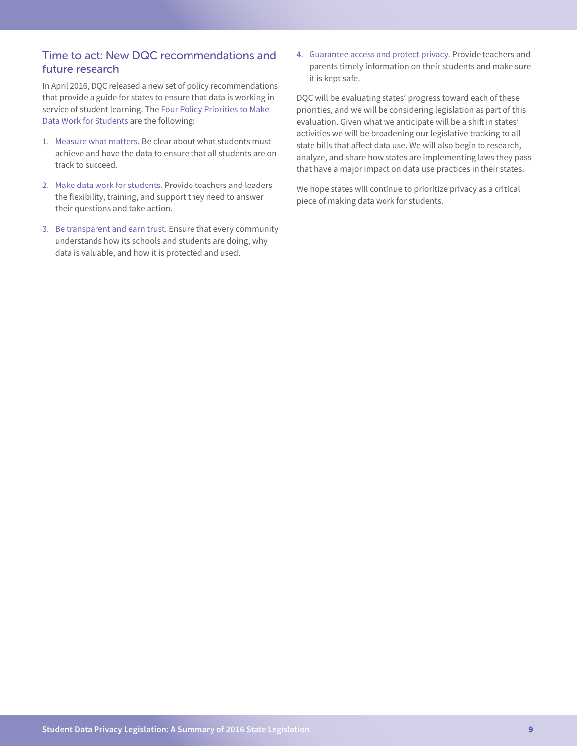## Time to act: New DQC recommendations and future research

In April 2016, DQC released a new set of policy recommendations that provide a guide for states to ensure that data is working in service of student learning. The Four Policy Priorities to Make Data Work for Students are the following:

1. Measure what matters. Be clear about what students must achieve and have the data to ensure that all students are on track to succeed.
2. Make data work for students. Provide teachers and leaders the flexibility, training, and support they need to answer their questions and take action.
3. Be transparent and earn trust. Ensure that every community understands how its schools and students are doing, why data is valuable, and how it is protected and used.
4. Guarantee access and protect privacy. Provide teachers and parents timely information on their students and make sure it is kept safe.

DQC will be evaluating states' progress toward each of these priorities, and we will be considering legislation as part of this evaluation. Given what we anticipate will be a shift in states' activities we will be broadening our legislative tracking to all state bills that affect data use. We will also begin to research, analyze, and share how states are implementing laws they pass that have a major impact on data use practices in their states.

We hope states will continue to prioritize privacy as a critical piece of making data work for students.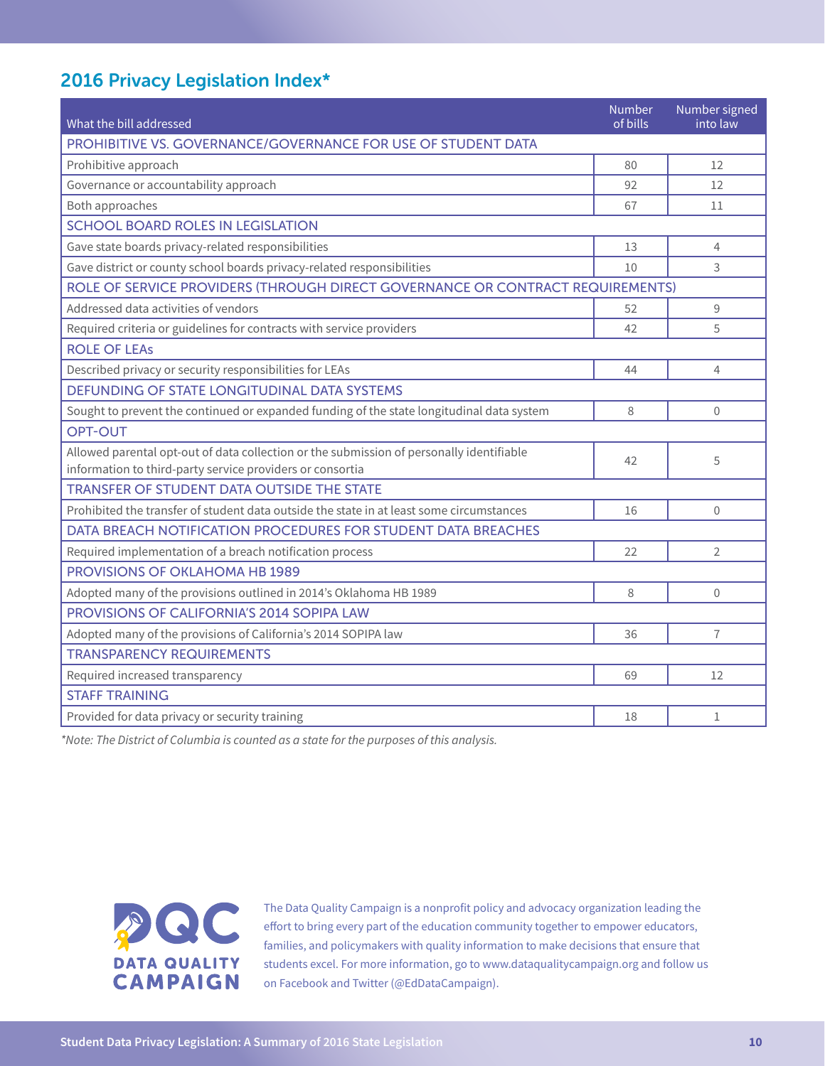## 2016 Privacy Legislation Index*

| What the bill addressed | Number of bills | Number signed into law |
|---|---|---|
| **PROHIBITIVE VS. GOVERNANCE/GOVERNANCE FOR USE OF STUDENT DATA** | | |
| Prohibitive approach | 80 | 12 |
| Governance or accountability approach | 92 | 12 |
| Both approaches | 67 | 11 |
| **SCHOOL BOARD ROLES IN LEGISLATION** | | |
| Gave state boards privacy-related responsibilities | 13 | 4 |
| Gave district or county school boards privacy-related responsibilities | 10 | 3 |
| **ROLE OF SERVICE PROVIDERS (THROUGH DIRECT GOVERNANCE OR CONTRACT REQUIREMENTS)** | | |
| Addressed data activities of vendors | 52 | 9 |
| Required criteria or guidelines for contracts with service providers | 42 | 5 |
| **ROLE OF LEAs** | | |
| Described privacy or security responsibilities for LEAs | 44 | 4 |
| **DEFUNDING OF STATE LONGITUDINAL DATA SYSTEMS** | | |
| Sought to prevent the continued or expanded funding of the state longitudinal data system | 8 | 0 |
| **OPT-OUT** | | |
| Allowed parental opt-out of data collection or the submission of personally identifiable information to third-party service providers or consortia | 42 | 5 |
| **TRANSFER OF STUDENT DATA OUTSIDE THE STATE** | | |
| Prohibited the transfer of student data outside the state in at least some circumstances | 16 | 0 |
| **DATA BREACH NOTIFICATION PROCEDURES FOR STUDENT DATA BREACHES** | | |
| Required implementation of a breach notification process | 22 | 2 |
| **PROVISIONS OF OKLAHOMA HB 1989** | | |
| Adopted many of the provisions outlined in 2014's Oklahoma HB 1989 | 8 | 0 |
| **PROVISIONS OF CALIFORNIA'S 2014 SOPIPA LAW** | | |
| Adopted many of the provisions of California's 2014 SOPIPA law | 36 | 7 |
| **TRANSPARENCY REQUIREMENTS** | | |
| Required increased transparency | 69 | 12 |
| **STAFF TRAINING** | | |
| Provided for data privacy or security training | 18 | 1 |

*\*Note: The District of Columbia is counted as a state for the purposes of this analysis.*

DATA QUALITY CAMPAIGN

The Data Quality Campaign is a nonprofit policy and advocacy organization leading the effort to bring every part of the education community together to empower educators, families, and policymakers with quality information to make decisions that ensure that students excel. For more information, go to www.dataqualitycampaign.org and follow us on Facebook and Twitter (@EdDataCampaign).